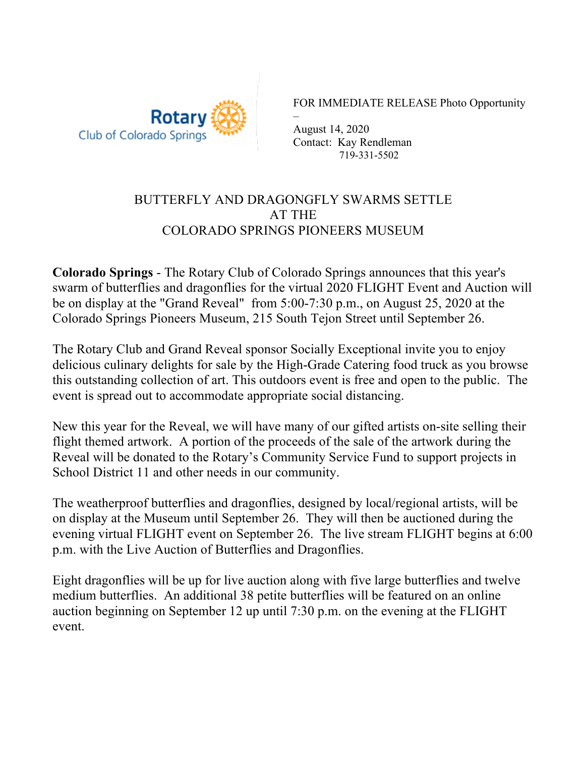Rotary Club of Colorado Springs

FOR IMMEDIATE RELEASE Photo Opportunity –
August 14, 2020
Contact: Kay Rendleman
719-331-5502

# BUTTERFLY AND DRAGONGFLY SWARMS SETTLE AT THE COLORADO SPRINGS PIONEERS MUSEUM

**Colorado Springs** - The Rotary Club of Colorado Springs announces that this year's swarm of butterflies and dragonflies for the virtual 2020 FLIGHT Event and Auction will be on display at the "Grand Reveal" from 5:00-7:30 p.m., on August 25, 2020 at the Colorado Springs Pioneers Museum, 215 South Tejon Street until September 26.

The Rotary Club and Grand Reveal sponsor Socially Exceptional invite you to enjoy delicious culinary delights for sale by the High-Grade Catering food truck as you browse this outstanding collection of art. This outdoors event is free and open to the public. The event is spread out to accommodate appropriate social distancing.

New this year for the Reveal, we will have many of our gifted artists on-site selling their flight themed artwork. A portion of the proceeds of the sale of the artwork during the Reveal will be donated to the Rotary's Community Service Fund to support projects in School District 11 and other needs in our community.

The weatherproof butterflies and dragonflies, designed by local/regional artists, will be on display at the Museum until September 26. They will then be auctioned during the evening virtual FLIGHT event on September 26. The live stream FLIGHT begins at 6:00 p.m. with the Live Auction of Butterflies and Dragonflies.

Eight dragonflies will be up for live auction along with five large butterflies and twelve medium butterflies. An additional 38 petite butterflies will be featured on an online auction beginning on September 12 up until 7:30 p.m. on the evening at the FLIGHT event.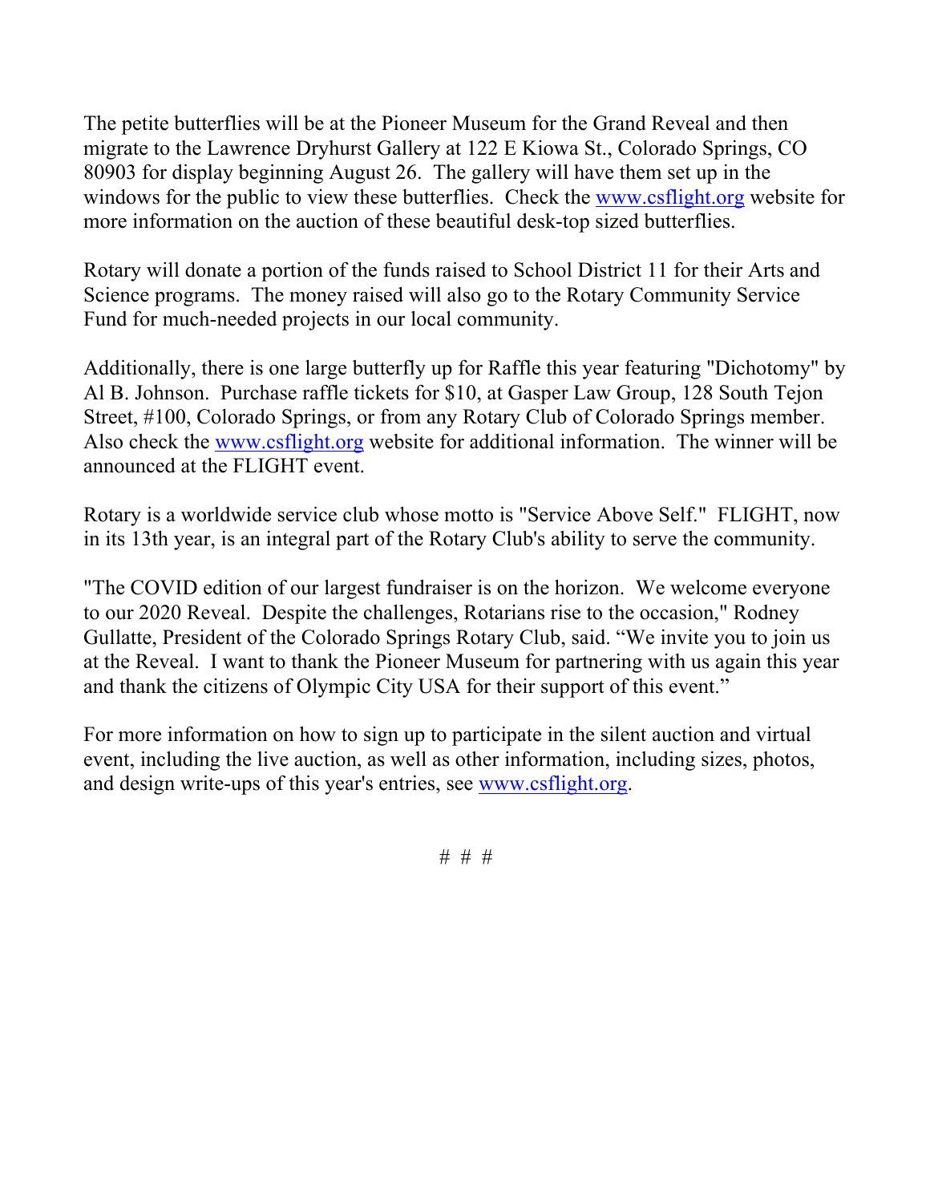The petite butterflies will be at the Pioneer Museum for the Grand Reveal and then migrate to the Lawrence Dryhurst Gallery at 122 E Kiowa St., Colorado Springs, CO 80903 for display beginning August 26. The gallery will have them set up in the windows for the public to view these butterflies. Check the www.csflight.org website for more information on the auction of these beautiful desk-top sized butterflies.

Rotary will donate a portion of the funds raised to School District 11 for their Arts and Science programs. The money raised will also go to the Rotary Community Service Fund for much-needed projects in our local community.

Additionally, there is one large butterfly up for Raffle this year featuring "Dichotomy" by Al B. Johnson. Purchase raffle tickets for $10, at Gasper Law Group, 128 South Tejon Street, #100, Colorado Springs, or from any Rotary Club of Colorado Springs member. Also check the www.csflight.org website for additional information. The winner will be announced at the FLIGHT event.

Rotary is a worldwide service club whose motto is "Service Above Self." FLIGHT, now in its 13th year, is an integral part of the Rotary Club's ability to serve the community.

"The COVID edition of our largest fundraiser is on the horizon. We welcome everyone to our 2020 Reveal. Despite the challenges, Rotarians rise to the occasion," Rodney Gullatte, President of the Colorado Springs Rotary Club, said. "We invite you to join us at the Reveal. I want to thank the Pioneer Museum for partnering with us again this year and thank the citizens of Olympic City USA for their support of this event."

For more information on how to sign up to participate in the silent auction and virtual event, including the live auction, as well as other information, including sizes, photos, and design write-ups of this year's entries, see www.csflight.org.

# # #